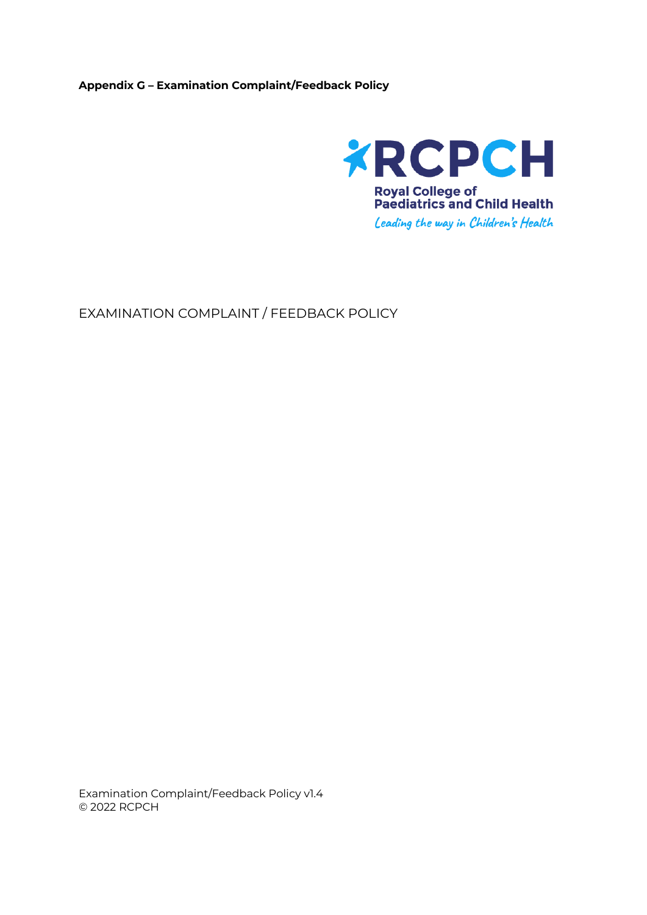**Appendix G – Examination Complaint/Feedback Policy**

Royal College of Paediatrics and Child Health

*Leading the way in Children's Health*

# EXAMINATION COMPLAINT / FEEDBACK POLICY

Examination Complaint/Feedback Policy v1.4
© 2022 RCPCH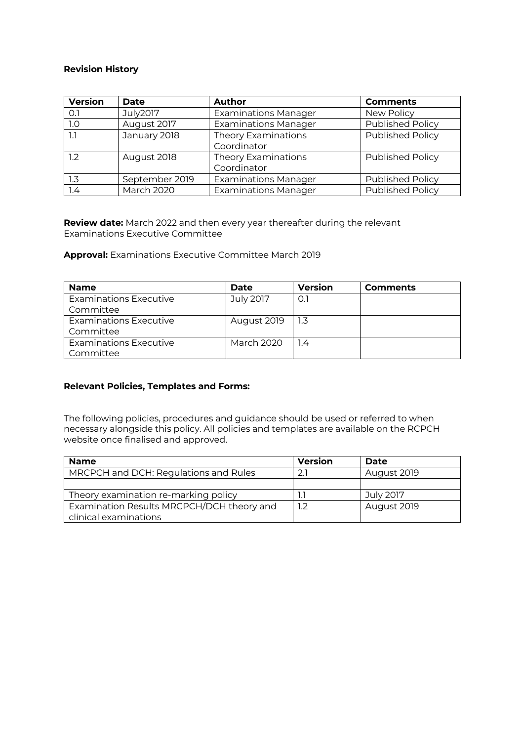**Revision History**

| Version | Date | Author | Comments |
|---|---|---|---|
| 0.1 | July2017 | Examinations Manager | New Policy |
| 1.0 | August 2017 | Examinations Manager | Published Policy |
| 1.1 | January 2018 | Theory Examinations Coordinator | Published Policy |
| 1.2 | August 2018 | Theory Examinations Coordinator | Published Policy |
| 1.3 | September 2019 | Examinations Manager | Published Policy |
| 1.4 | March 2020 | Examinations Manager | Published Policy |

**Review date:** March 2022 and then every year thereafter during the relevant Examinations Executive Committee

**Approval:** Examinations Executive Committee March 2019

| Name | Date | Version | Comments |
|---|---|---|---|
| Examinations Executive Committee | July 2017 | 0.1 | |
| Examinations Executive Committee | August 2019 | 1.3 | |
| Examinations Executive Committee | March 2020 | 1.4 | |

**Relevant Policies, Templates and Forms:**

The following policies, procedures and guidance should be used or referred to when necessary alongside this policy. All policies and templates are available on the RCPCH website once finalised and approved.

| Name | Version | Date |
|---|---|---|
| MRCPCH and DCH: Regulations and Rules | 2.1 | August 2019 |
| | | |
| Theory examination re-marking policy | 1.1 | July 2017 |
| Examination Results MRCPCH/DCH theory and clinical examinations | 1.2 | August 2019 |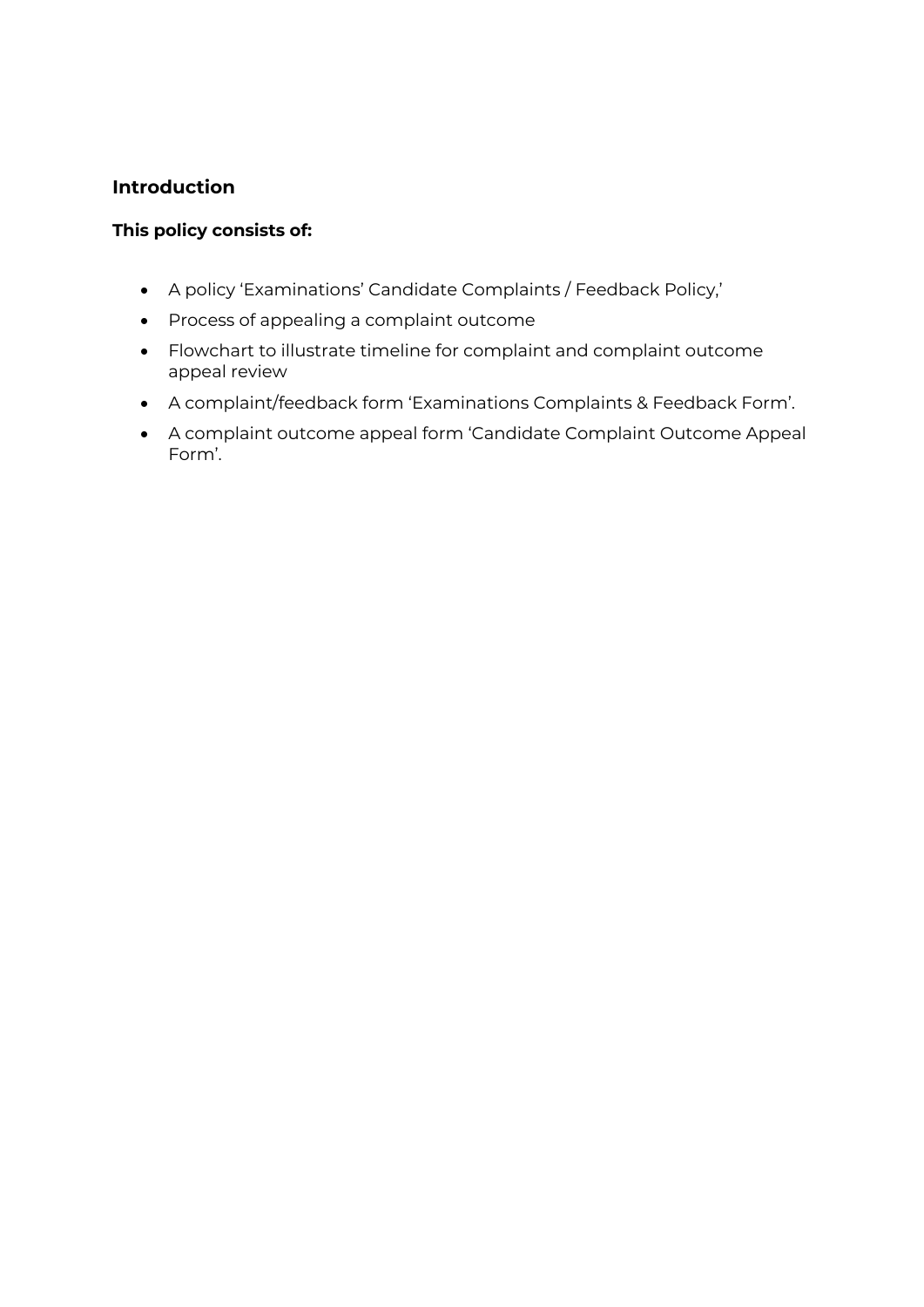## Introduction

**This policy consists of:**

- A policy 'Examinations' Candidate Complaints / Feedback Policy,'
- Process of appealing a complaint outcome
- Flowchart to illustrate timeline for complaint and complaint outcome appeal review
- A complaint/feedback form 'Examinations Complaints & Feedback Form'.
- A complaint outcome appeal form 'Candidate Complaint Outcome Appeal Form'.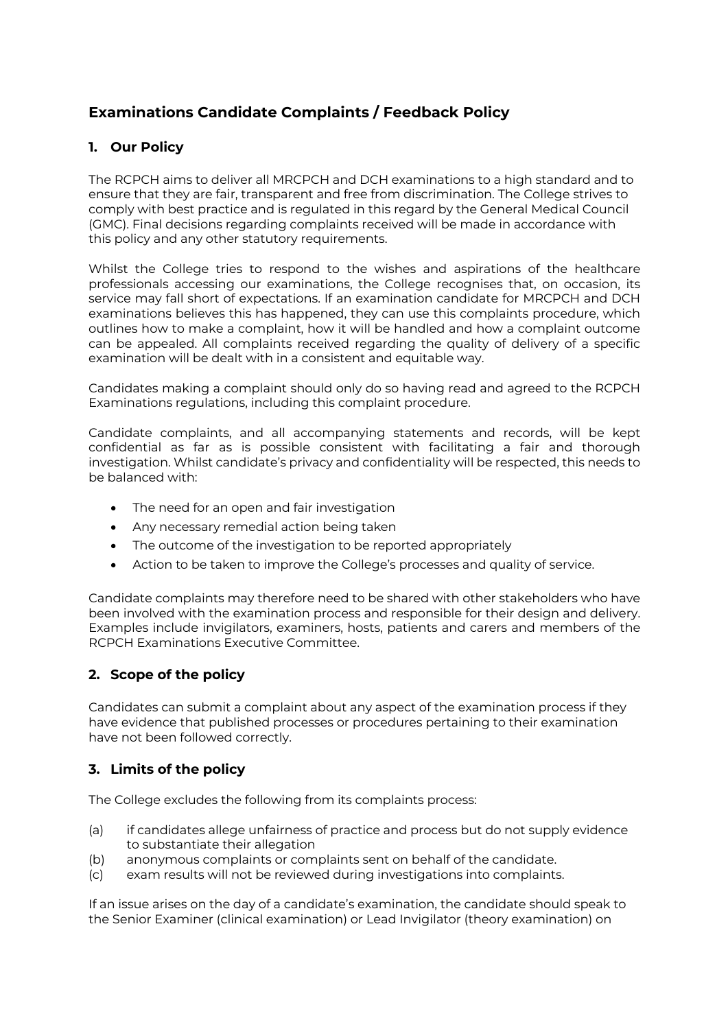## Examinations Candidate Complaints / Feedback Policy

### 1. Our Policy

The RCPCH aims to deliver all MRCPCH and DCH examinations to a high standard and to ensure that they are fair, transparent and free from discrimination. The College strives to comply with best practice and is regulated in this regard by the General Medical Council (GMC). Final decisions regarding complaints received will be made in accordance with this policy and any other statutory requirements.

Whilst the College tries to respond to the wishes and aspirations of the healthcare professionals accessing our examinations, the College recognises that, on occasion, its service may fall short of expectations. If an examination candidate for MRCPCH and DCH examinations believes this has happened, they can use this complaints procedure, which outlines how to make a complaint, how it will be handled and how a complaint outcome can be appealed. All complaints received regarding the quality of delivery of a specific examination will be dealt with in a consistent and equitable way.

Candidates making a complaint should only do so having read and agreed to the RCPCH Examinations regulations, including this complaint procedure.

Candidate complaints, and all accompanying statements and records, will be kept confidential as far as is possible consistent with facilitating a fair and thorough investigation. Whilst candidate's privacy and confidentiality will be respected, this needs to be balanced with:

- The need for an open and fair investigation
- Any necessary remedial action being taken
- The outcome of the investigation to be reported appropriately
- Action to be taken to improve the College's processes and quality of service.

Candidate complaints may therefore need to be shared with other stakeholders who have been involved with the examination process and responsible for their design and delivery. Examples include invigilators, examiners, hosts, patients and carers and members of the RCPCH Examinations Executive Committee.

### 2. Scope of the policy

Candidates can submit a complaint about any aspect of the examination process if they have evidence that published processes or procedures pertaining to their examination have not been followed correctly.

### 3. Limits of the policy

The College excludes the following from its complaints process:

(a) if candidates allege unfairness of practice and process but do not supply evidence to substantiate their allegation
(b) anonymous complaints or complaints sent on behalf of the candidate.
(c) exam results will not be reviewed during investigations into complaints.

If an issue arises on the day of a candidate's examination, the candidate should speak to the Senior Examiner (clinical examination) or Lead Invigilator (theory examination) on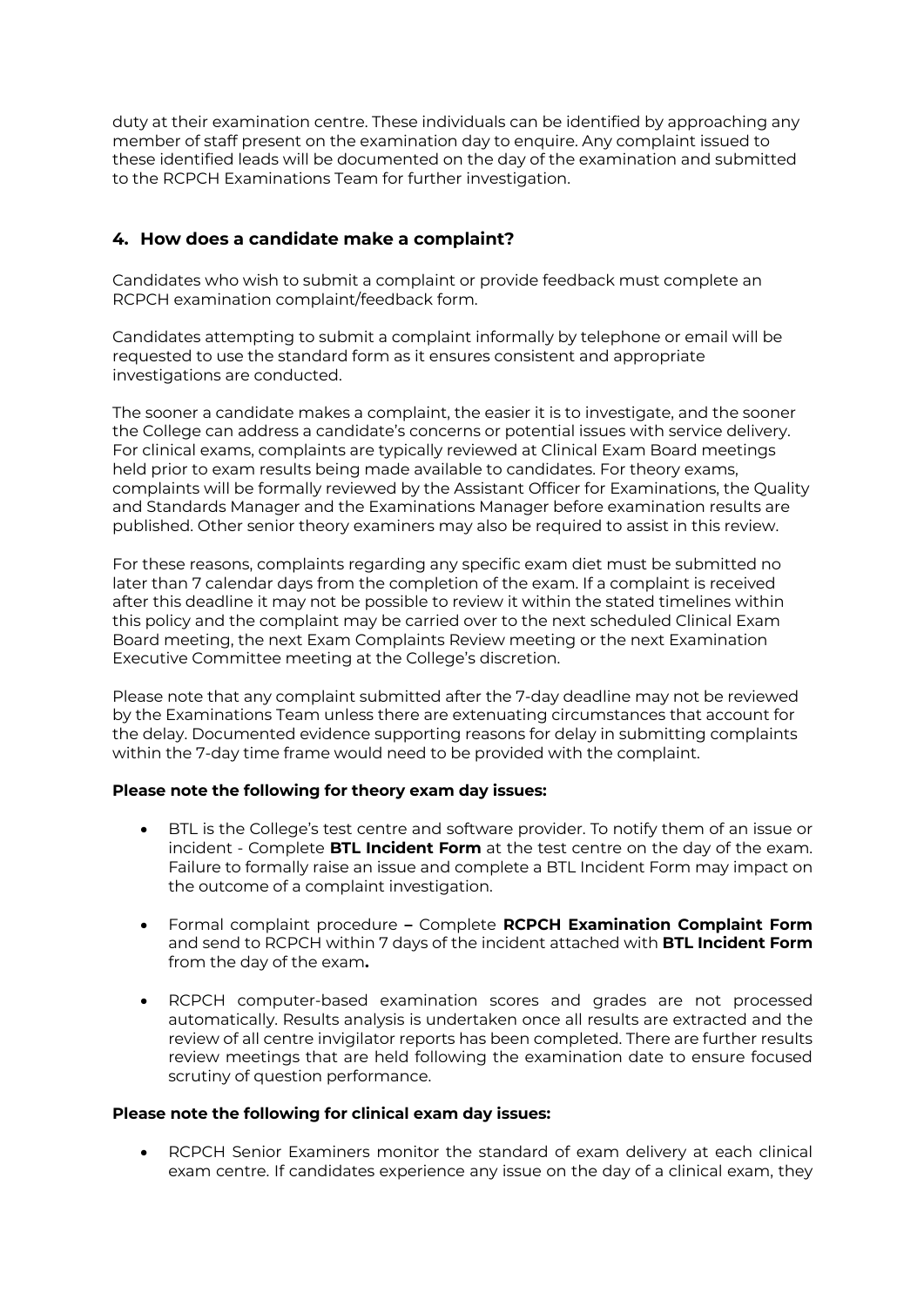duty at their examination centre. These individuals can be identified by approaching any member of staff present on the examination day to enquire. Any complaint issued to these identified leads will be documented on the day of the examination and submitted to the RCPCH Examinations Team for further investigation.

## 4. How does a candidate make a complaint?

Candidates who wish to submit a complaint or provide feedback must complete an RCPCH examination complaint/feedback form.

Candidates attempting to submit a complaint informally by telephone or email will be requested to use the standard form as it ensures consistent and appropriate investigations are conducted.

The sooner a candidate makes a complaint, the easier it is to investigate, and the sooner the College can address a candidate's concerns or potential issues with service delivery. For clinical exams, complaints are typically reviewed at Clinical Exam Board meetings held prior to exam results being made available to candidates. For theory exams, complaints will be formally reviewed by the Assistant Officer for Examinations, the Quality and Standards Manager and the Examinations Manager before examination results are published. Other senior theory examiners may also be required to assist in this review.

For these reasons, complaints regarding any specific exam diet must be submitted no later than 7 calendar days from the completion of the exam. If a complaint is received after this deadline it may not be possible to review it within the stated timelines within this policy and the complaint may be carried over to the next scheduled Clinical Exam Board meeting, the next Exam Complaints Review meeting or the next Examination Executive Committee meeting at the College's discretion.

Please note that any complaint submitted after the 7-day deadline may not be reviewed by the Examinations Team unless there are extenuating circumstances that account for the delay. Documented evidence supporting reasons for delay in submitting complaints within the 7-day time frame would need to be provided with the complaint.

**Please note the following for theory exam day issues:**

- BTL is the College's test centre and software provider. To notify them of an issue or incident - Complete **BTL Incident Form** at the test centre on the day of the exam. Failure to formally raise an issue and complete a BTL Incident Form may impact on the outcome of a complaint investigation.
- Formal complaint procedure **–** Complete **RCPCH Examination Complaint Form** and send to RCPCH within 7 days of the incident attached with **BTL Incident Form** from the day of the exam**.**
- RCPCH computer-based examination scores and grades are not processed automatically. Results analysis is undertaken once all results are extracted and the review of all centre invigilator reports has been completed. There are further results review meetings that are held following the examination date to ensure focused scrutiny of question performance.

**Please note the following for clinical exam day issues:**

- RCPCH Senior Examiners monitor the standard of exam delivery at each clinical exam centre. If candidates experience any issue on the day of a clinical exam, they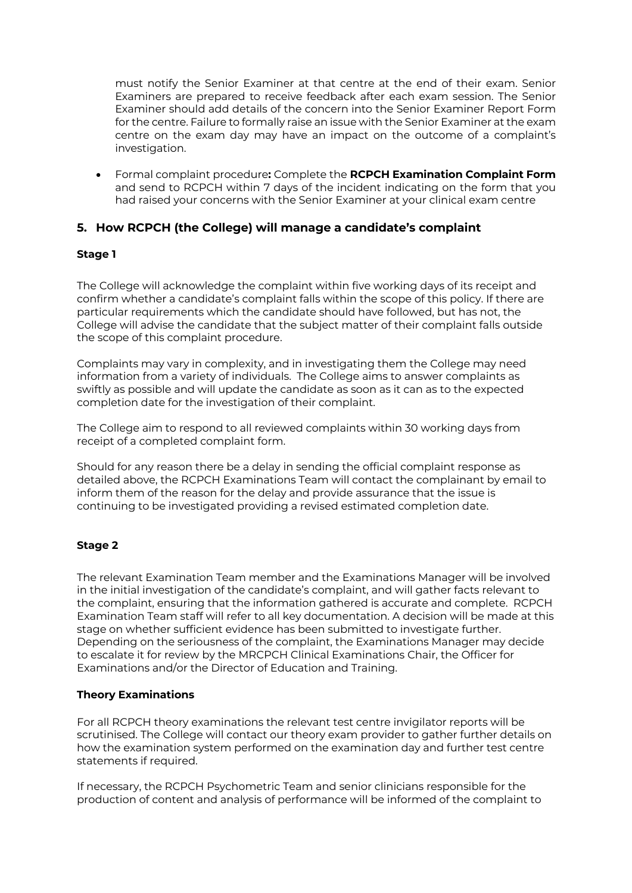must notify the Senior Examiner at that centre at the end of their exam. Senior Examiners are prepared to receive feedback after each exam session. The Senior Examiner should add details of the concern into the Senior Examiner Report Form for the centre. Failure to formally raise an issue with the Senior Examiner at the exam centre on the exam day may have an impact on the outcome of a complaint's investigation.

- Formal complaint procedure**:** Complete the **RCPCH Examination Complaint Form** and send to RCPCH within 7 days of the incident indicating on the form that you had raised your concerns with the Senior Examiner at your clinical exam centre

## 5. How RCPCH (the College) will manage a candidate's complaint

### Stage 1

The College will acknowledge the complaint within five working days of its receipt and confirm whether a candidate's complaint falls within the scope of this policy. If there are particular requirements which the candidate should have followed, but has not, the College will advise the candidate that the subject matter of their complaint falls outside the scope of this complaint procedure.

Complaints may vary in complexity, and in investigating them the College may need information from a variety of individuals. The College aims to answer complaints as swiftly as possible and will update the candidate as soon as it can as to the expected completion date for the investigation of their complaint.

The College aim to respond to all reviewed complaints within 30 working days from receipt of a completed complaint form.

Should for any reason there be a delay in sending the official complaint response as detailed above, the RCPCH Examinations Team will contact the complainant by email to inform them of the reason for the delay and provide assurance that the issue is continuing to be investigated providing a revised estimated completion date.

### Stage 2

The relevant Examination Team member and the Examinations Manager will be involved in the initial investigation of the candidate's complaint, and will gather facts relevant to the complaint, ensuring that the information gathered is accurate and complete. RCPCH Examination Team staff will refer to all key documentation. A decision will be made at this stage on whether sufficient evidence has been submitted to investigate further. Depending on the seriousness of the complaint, the Examinations Manager may decide to escalate it for review by the MRCPCH Clinical Examinations Chair, the Officer for Examinations and/or the Director of Education and Training.

### Theory Examinations

For all RCPCH theory examinations the relevant test centre invigilator reports will be scrutinised. The College will contact our theory exam provider to gather further details on how the examination system performed on the examination day and further test centre statements if required.

If necessary, the RCPCH Psychometric Team and senior clinicians responsible for the production of content and analysis of performance will be informed of the complaint to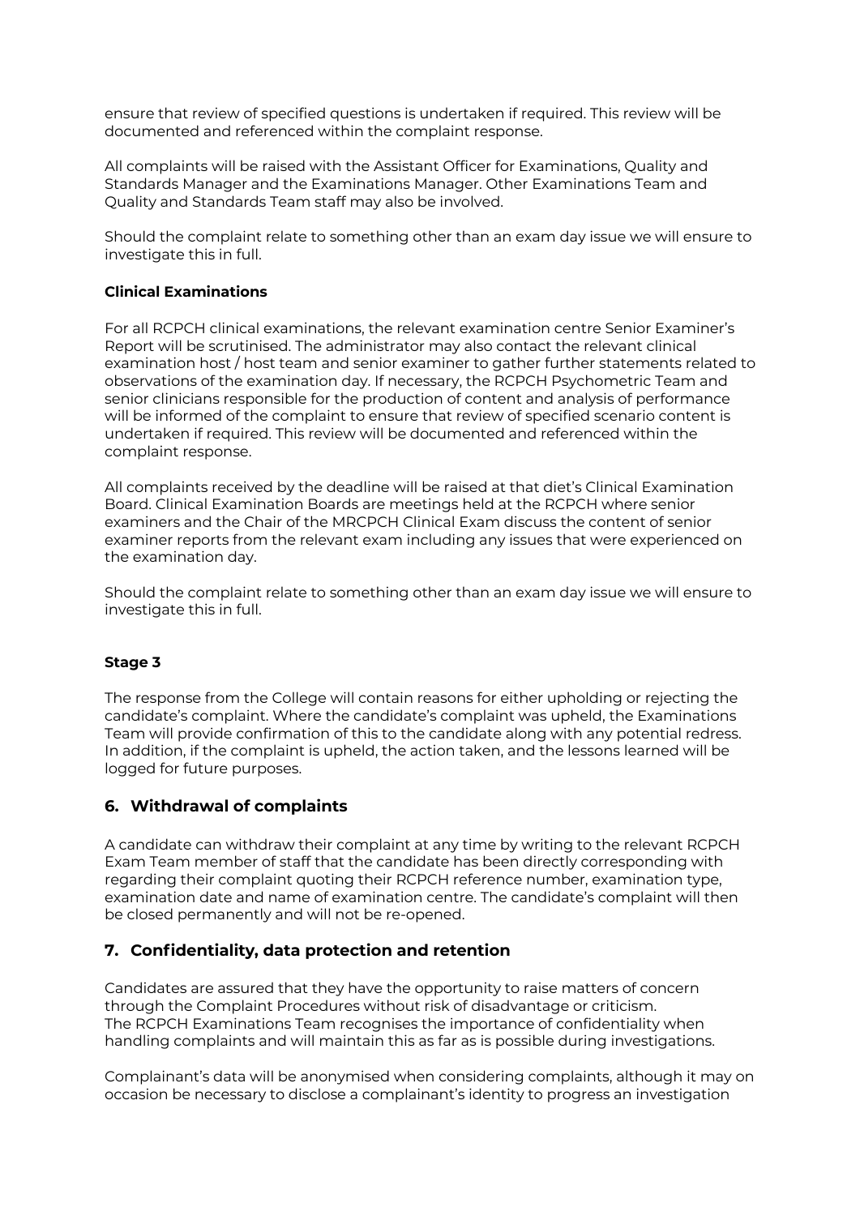ensure that review of specified questions is undertaken if required. This review will be documented and referenced within the complaint response.

All complaints will be raised with the Assistant Officer for Examinations, Quality and Standards Manager and the Examinations Manager. Other Examinations Team and Quality and Standards Team staff may also be involved.

Should the complaint relate to something other than an exam day issue we will ensure to investigate this in full.

**Clinical Examinations**

For all RCPCH clinical examinations, the relevant examination centre Senior Examiner's Report will be scrutinised. The administrator may also contact the relevant clinical examination host / host team and senior examiner to gather further statements related to observations of the examination day. If necessary, the RCPCH Psychometric Team and senior clinicians responsible for the production of content and analysis of performance will be informed of the complaint to ensure that review of specified scenario content is undertaken if required. This review will be documented and referenced within the complaint response.

All complaints received by the deadline will be raised at that diet's Clinical Examination Board. Clinical Examination Boards are meetings held at the RCPCH where senior examiners and the Chair of the MRCPCH Clinical Exam discuss the content of senior examiner reports from the relevant exam including any issues that were experienced on the examination day.

Should the complaint relate to something other than an exam day issue we will ensure to investigate this in full.

**Stage 3**

The response from the College will contain reasons for either upholding or rejecting the candidate's complaint. Where the candidate's complaint was upheld, the Examinations Team will provide confirmation of this to the candidate along with any potential redress. In addition, if the complaint is upheld, the action taken, and the lessons learned will be logged for future purposes.

## 6. Withdrawal of complaints

A candidate can withdraw their complaint at any time by writing to the relevant RCPCH Exam Team member of staff that the candidate has been directly corresponding with regarding their complaint quoting their RCPCH reference number, examination type, examination date and name of examination centre. The candidate's complaint will then be closed permanently and will not be re-opened.

## 7. Confidentiality, data protection and retention

Candidates are assured that they have the opportunity to raise matters of concern through the Complaint Procedures without risk of disadvantage or criticism.
The RCPCH Examinations Team recognises the importance of confidentiality when handling complaints and will maintain this as far as is possible during investigations.

Complainant's data will be anonymised when considering complaints, although it may on occasion be necessary to disclose a complainant's identity to progress an investigation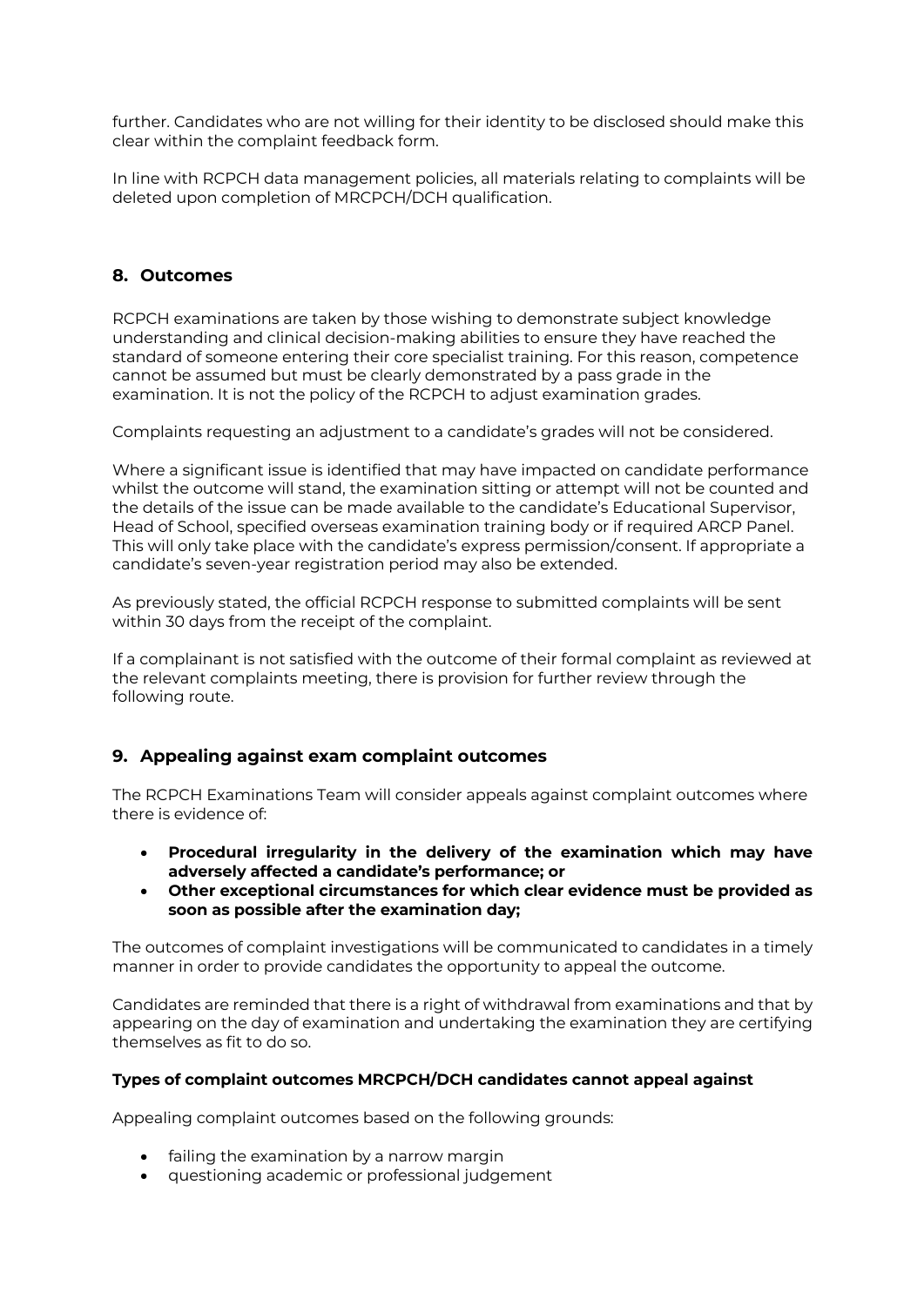further. Candidates who are not willing for their identity to be disclosed should make this clear within the complaint feedback form.

In line with RCPCH data management policies, all materials relating to complaints will be deleted upon completion of MRCPCH/DCH qualification.

## 8. Outcomes

RCPCH examinations are taken by those wishing to demonstrate subject knowledge understanding and clinical decision-making abilities to ensure they have reached the standard of someone entering their core specialist training. For this reason, competence cannot be assumed but must be clearly demonstrated by a pass grade in the examination. It is not the policy of the RCPCH to adjust examination grades.

Complaints requesting an adjustment to a candidate's grades will not be considered.

Where a significant issue is identified that may have impacted on candidate performance whilst the outcome will stand, the examination sitting or attempt will not be counted and the details of the issue can be made available to the candidate's Educational Supervisor, Head of School, specified overseas examination training body or if required ARCP Panel. This will only take place with the candidate's express permission/consent. If appropriate a candidate's seven-year registration period may also be extended.

As previously stated, the official RCPCH response to submitted complaints will be sent within 30 days from the receipt of the complaint.

If a complainant is not satisfied with the outcome of their formal complaint as reviewed at the relevant complaints meeting, there is provision for further review through the following route.

## 9. Appealing against exam complaint outcomes

The RCPCH Examinations Team will consider appeals against complaint outcomes where there is evidence of:

- **Procedural irregularity in the delivery of the examination which may have adversely affected a candidate's performance; or**
- **Other exceptional circumstances for which clear evidence must be provided as soon as possible after the examination day;**

The outcomes of complaint investigations will be communicated to candidates in a timely manner in order to provide candidates the opportunity to appeal the outcome.

Candidates are reminded that there is a right of withdrawal from examinations and that by appearing on the day of examination and undertaking the examination they are certifying themselves as fit to do so.

**Types of complaint outcomes MRCPCH/DCH candidates cannot appeal against**

Appealing complaint outcomes based on the following grounds:

- failing the examination by a narrow margin
- questioning academic or professional judgement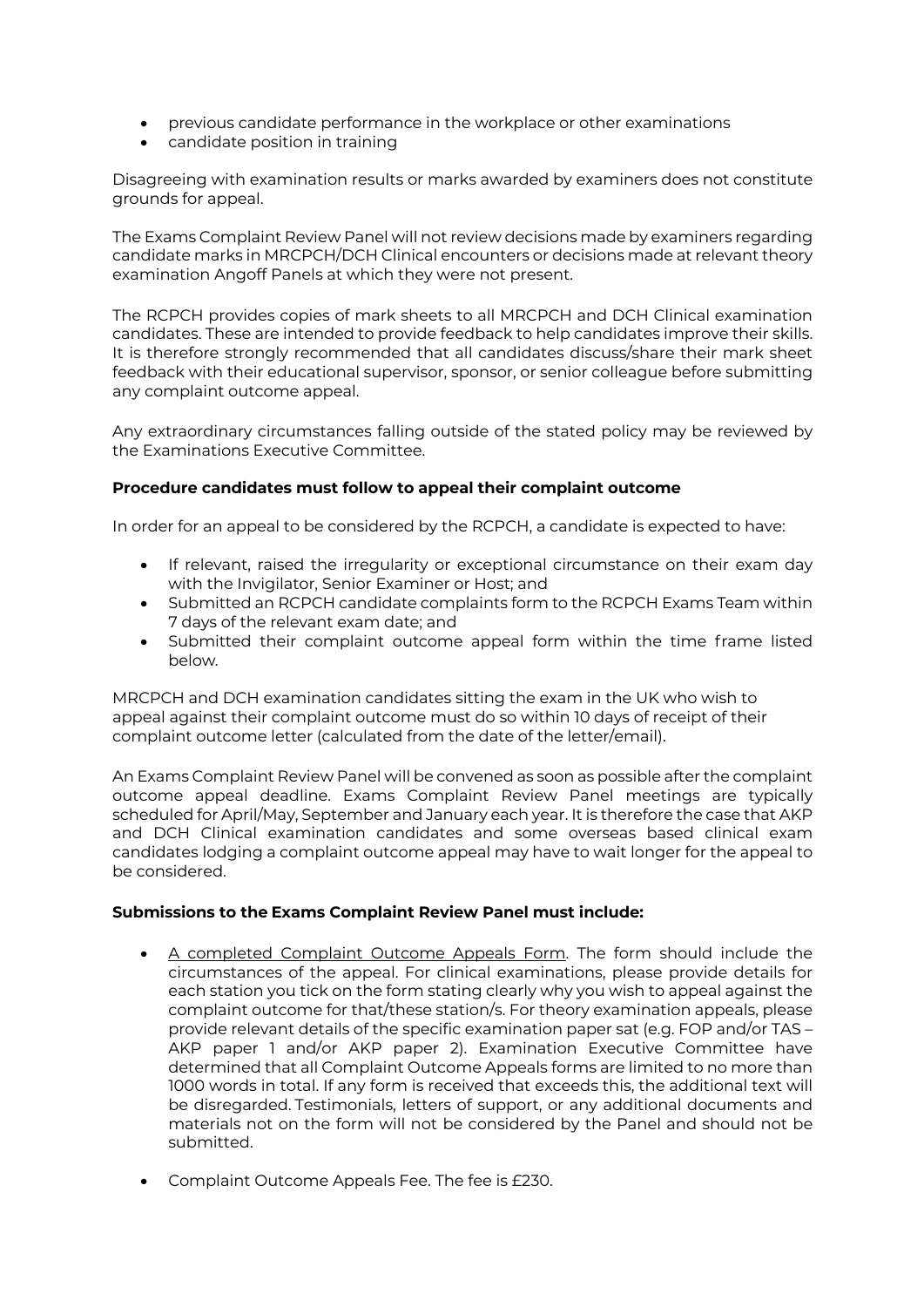- previous candidate performance in the workplace or other examinations
- candidate position in training

Disagreeing with examination results or marks awarded by examiners does not constitute grounds for appeal.

The Exams Complaint Review Panel will not review decisions made by examiners regarding candidate marks in MRCPCH/DCH Clinical encounters or decisions made at relevant theory examination Angoff Panels at which they were not present.

The RCPCH provides copies of mark sheets to all MRCPCH and DCH Clinical examination candidates. These are intended to provide feedback to help candidates improve their skills. It is therefore strongly recommended that all candidates discuss/share their mark sheet feedback with their educational supervisor, sponsor, or senior colleague before submitting any complaint outcome appeal.

Any extraordinary circumstances falling outside of the stated policy may be reviewed by the Examinations Executive Committee.

**Procedure candidates must follow to appeal their complaint outcome**

In order for an appeal to be considered by the RCPCH, a candidate is expected to have:

- If relevant, raised the irregularity or exceptional circumstance on their exam day with the Invigilator, Senior Examiner or Host; and
- Submitted an RCPCH candidate complaints form to the RCPCH Exams Team within 7 days of the relevant exam date; and
- Submitted their complaint outcome appeal form within the time frame listed below.

MRCPCH and DCH examination candidates sitting the exam in the UK who wish to appeal against their complaint outcome must do so within 10 days of receipt of their complaint outcome letter (calculated from the date of the letter/email).

An Exams Complaint Review Panel will be convened as soon as possible after the complaint outcome appeal deadline. Exams Complaint Review Panel meetings are typically scheduled for April/May, September and January each year. It is therefore the case that AKP and DCH Clinical examination candidates and some overseas based clinical exam candidates lodging a complaint outcome appeal may have to wait longer for the appeal to be considered.

**Submissions to the Exams Complaint Review Panel must include:**

- A completed Complaint Outcome Appeals Form. The form should include the circumstances of the appeal. For clinical examinations, please provide details for each station you tick on the form stating clearly why you wish to appeal against the complaint outcome for that/these station/s. For theory examination appeals, please provide relevant details of the specific examination paper sat (e.g. FOP and/or TAS – AKP paper 1 and/or AKP paper 2). Examination Executive Committee have determined that all Complaint Outcome Appeals forms are limited to no more than 1000 words in total. If any form is received that exceeds this, the additional text will be disregarded. Testimonials, letters of support, or any additional documents and materials not on the form will not be considered by the Panel and should not be submitted.

- Complaint Outcome Appeals Fee. The fee is £230.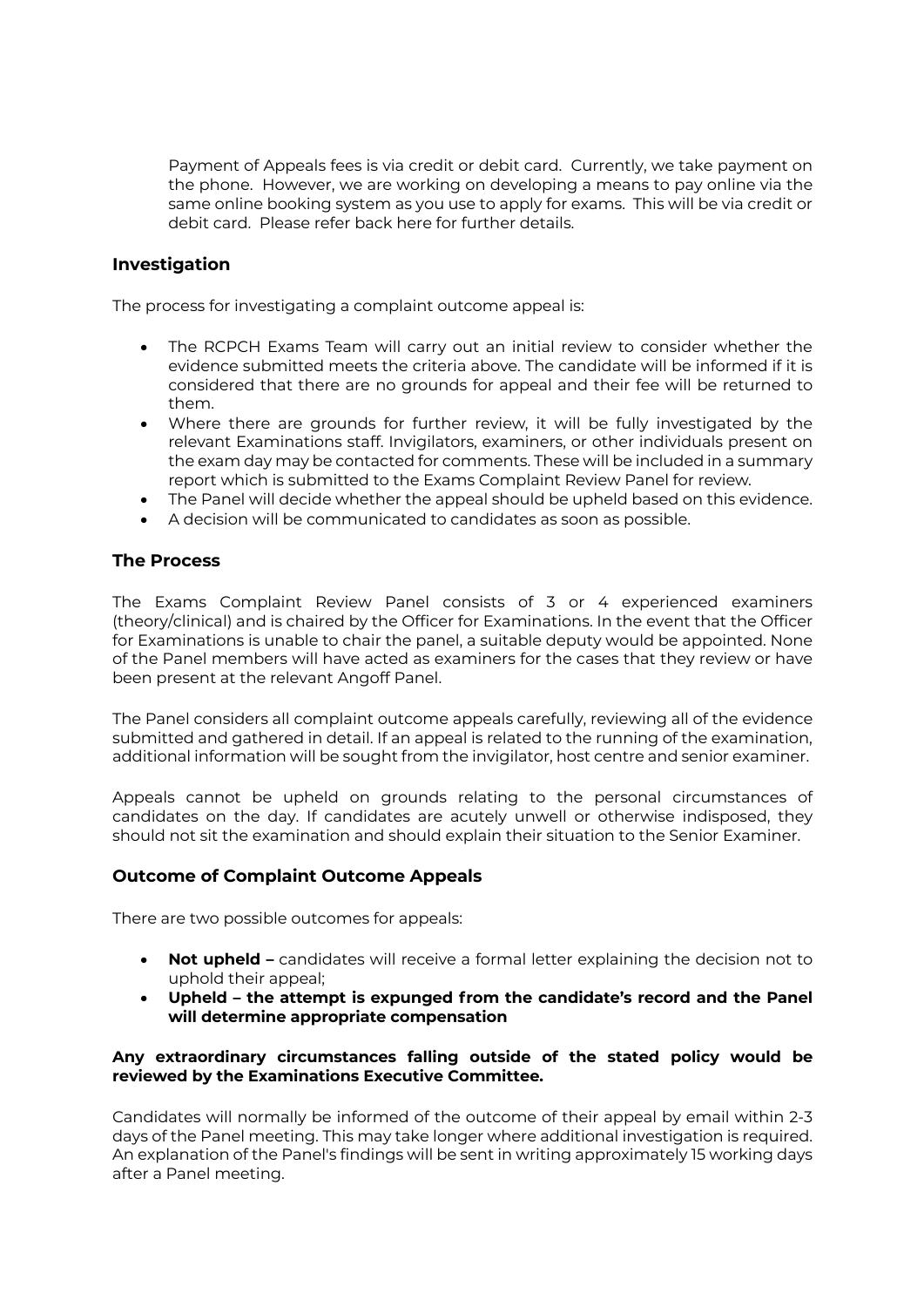Payment of Appeals fees is via credit or debit card. Currently, we take payment on the phone. However, we are working on developing a means to pay online via the same online booking system as you use to apply for exams. This will be via credit or debit card. Please refer back here for further details.

## Investigation

The process for investigating a complaint outcome appeal is:

- The RCPCH Exams Team will carry out an initial review to consider whether the evidence submitted meets the criteria above. The candidate will be informed if it is considered that there are no grounds for appeal and their fee will be returned to them.
- Where there are grounds for further review, it will be fully investigated by the relevant Examinations staff. Invigilators, examiners, or other individuals present on the exam day may be contacted for comments. These will be included in a summary report which is submitted to the Exams Complaint Review Panel for review.
- The Panel will decide whether the appeal should be upheld based on this evidence.
- A decision will be communicated to candidates as soon as possible.

## The Process

The Exams Complaint Review Panel consists of 3 or 4 experienced examiners (theory/clinical) and is chaired by the Officer for Examinations. In the event that the Officer for Examinations is unable to chair the panel, a suitable deputy would be appointed. None of the Panel members will have acted as examiners for the cases that they review or have been present at the relevant Angoff Panel.

The Panel considers all complaint outcome appeals carefully, reviewing all of the evidence submitted and gathered in detail. If an appeal is related to the running of the examination, additional information will be sought from the invigilator, host centre and senior examiner.

Appeals cannot be upheld on grounds relating to the personal circumstances of candidates on the day. If candidates are acutely unwell or otherwise indisposed, they should not sit the examination and should explain their situation to the Senior Examiner.

## Outcome of Complaint Outcome Appeals

There are two possible outcomes for appeals:

- **Not upheld –** candidates will receive a formal letter explaining the decision not to uphold their appeal;
- **Upheld – the attempt is expunged from the candidate's record and the Panel will determine appropriate compensation**

**Any extraordinary circumstances falling outside of the stated policy would be reviewed by the Examinations Executive Committee.**

Candidates will normally be informed of the outcome of their appeal by email within 2-3 days of the Panel meeting. This may take longer where additional investigation is required. An explanation of the Panel's findings will be sent in writing approximately 15 working days after a Panel meeting.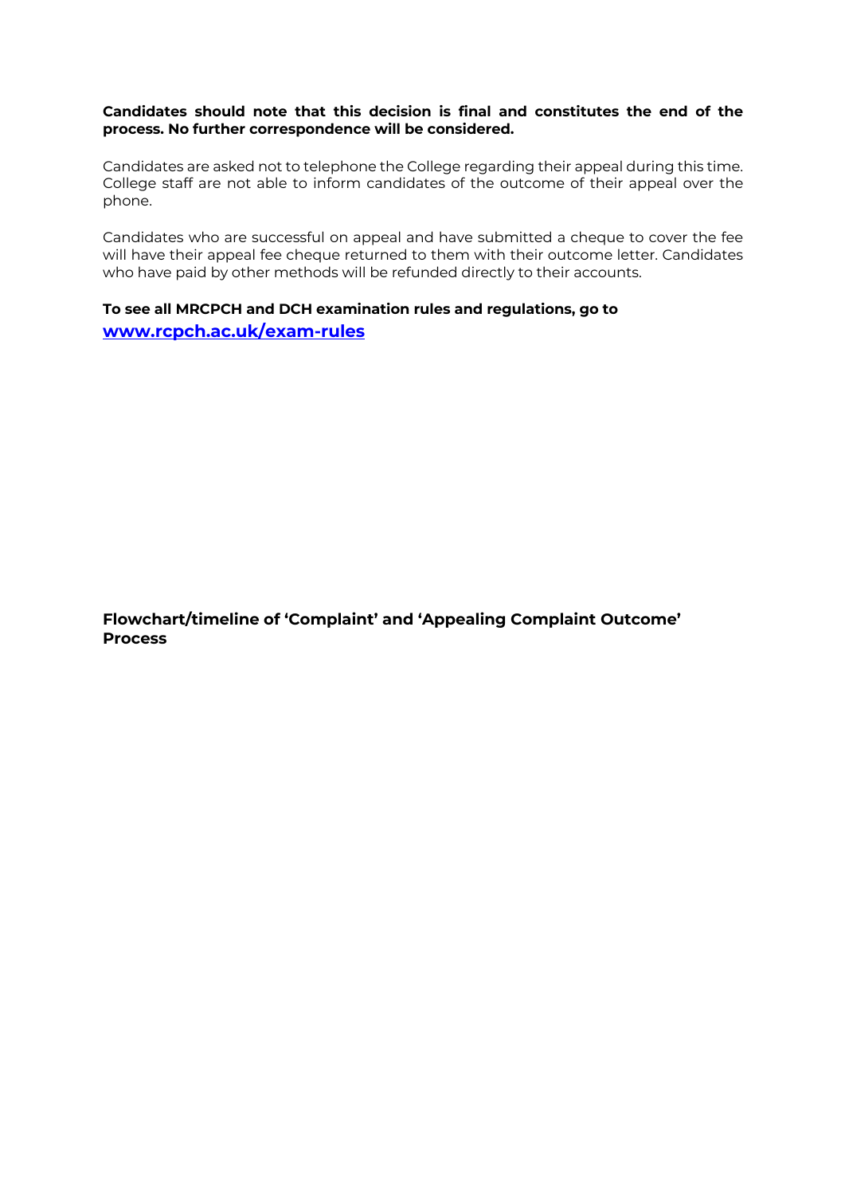**Candidates should note that this decision is final and constitutes the end of the process. No further correspondence will be considered.**

Candidates are asked not to telephone the College regarding their appeal during this time. College staff are not able to inform candidates of the outcome of their appeal over the phone.

Candidates who are successful on appeal and have submitted a cheque to cover the fee will have their appeal fee cheque returned to them with their outcome letter. Candidates who have paid by other methods will be refunded directly to their accounts.

**To see all MRCPCH and DCH examination rules and regulations, go to [www.rcpch.ac.uk/exam-rules](http://www.rcpch.ac.uk/exam-rules)**

### Flowchart/timeline of 'Complaint' and 'Appealing Complaint Outcome' Process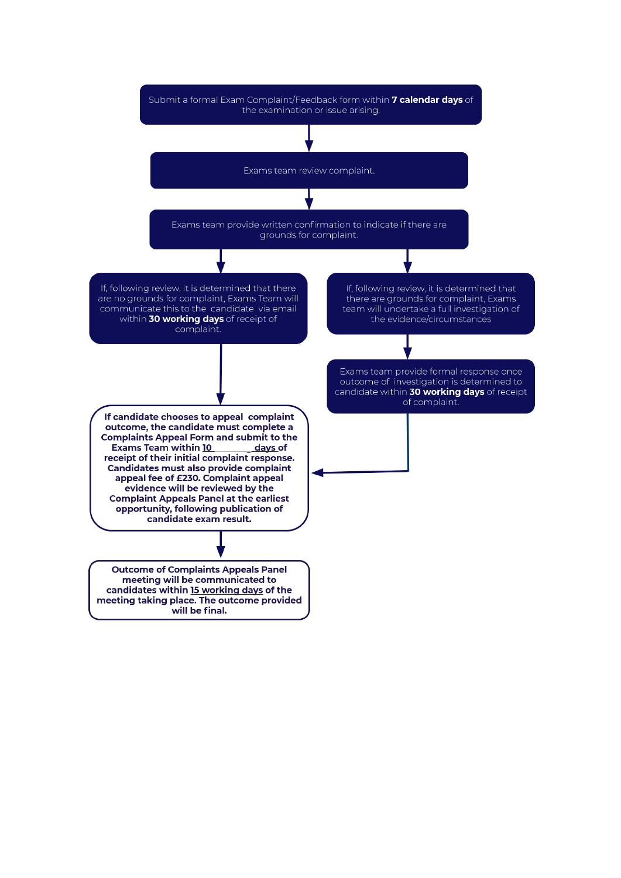Submit a formal Exam Complaint/Feedback form within **7 calendar days** of the examination or issue arising.

↓

Exams team review complaint.

↓

Exams team provide written confirmation to indicate if there are grounds for complaint.

↓

If, following review, it is determined that there are no grounds for complaint, Exams Team will communicate this to the candidate via email within **30 working days** of receipt of complaint.

If, following review, it is determined that there are grounds for complaint, Exams team will undertake a full investigation of the evidence/circumstances

↓

Exams team provide formal response once outcome of investigation is determined to candidate within **30 working days** of receipt of complaint.

↓

**If candidate chooses to appeal complaint outcome, the candidate must complete a Complaints Appeal Form and submit to the Exams Team within 10 days of receipt of their initial complaint response. Candidates must also provide complaint appeal fee of £230. Complaint appeal evidence will be reviewed by the Complaint Appeals Panel at the earliest opportunity, following publication of candidate exam result.**

↓

**Outcome of Complaints Appeals Panel meeting will be communicated to candidates within 15 working days of the meeting taking place. The outcome provided will be final.**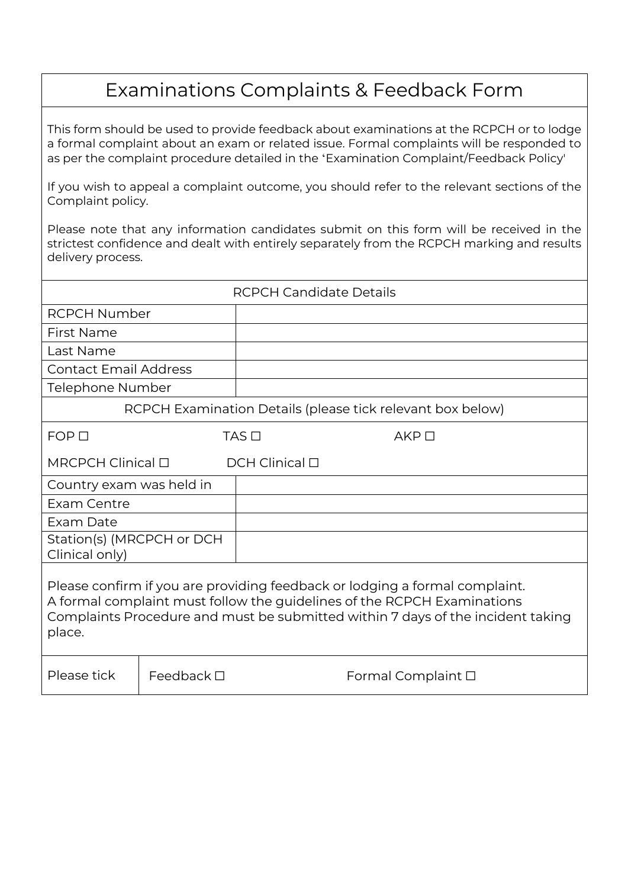# Examinations Complaints & Feedback Form

This form should be used to provide feedback about examinations at the RCPCH or to lodge a formal complaint about an exam or related issue. Formal complaints will be responded to as per the complaint procedure detailed in the 'Examination Complaint/Feedback Policy'

If you wish to appeal a complaint outcome, you should refer to the relevant sections of the Complaint policy.

Please note that any information candidates submit on this form will be received in the strictest confidence and dealt with entirely separately from the RCPCH marking and results delivery process.

| RCPCH Candidate Details | |
|---|---|
| RCPCH Number | |
| First Name | |
| Last Name | |
| Contact Email Address | |
| Telephone Number | |

RCPCH Examination Details (please tick relevant box below)

FOP ☐ TAS ☐ AKP ☐

MRCPCH Clinical ☐ DCH Clinical ☐

| | |
|---|---|
| Country exam was held in | |
| Exam Centre | |
| Exam Date | |
| Station(s) (MRCPCH or DCH Clinical only) | |

Please confirm if you are providing feedback or lodging a formal complaint.
A formal complaint must follow the guidelines of the RCPCH Examinations Complaints Procedure and must be submitted within 7 days of the incident taking place.

| Please tick | Feedback ☐ | Formal Complaint ☐ |
|---|---|---|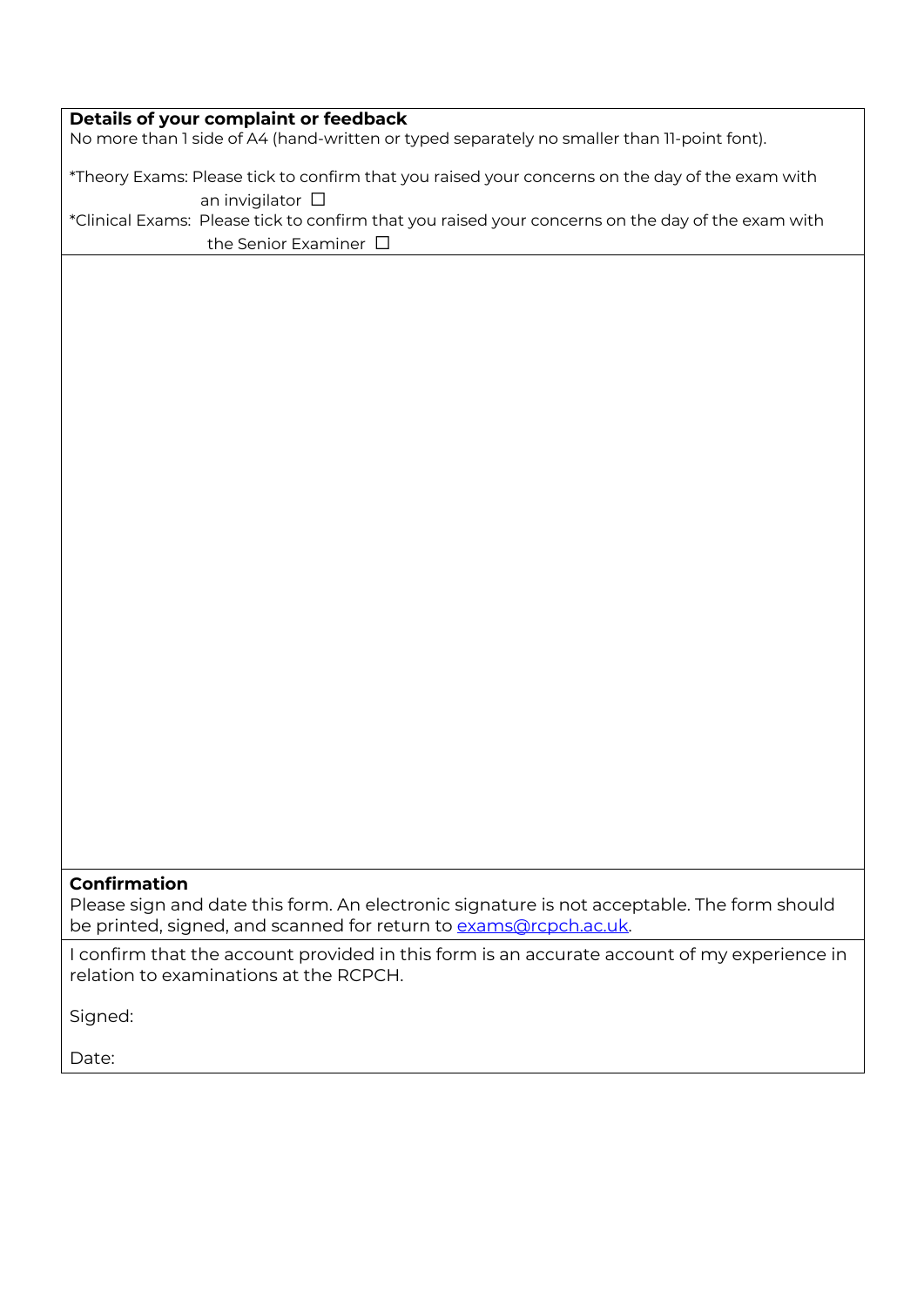**Details of your complaint or feedback**

No more than 1 side of A4 (hand-written or typed separately no smaller than 11-point font).

*Theory Exams: Please tick to confirm that you raised your concerns on the day of the exam with an invigilator ☐

*Clinical Exams: Please tick to confirm that you raised your concerns on the day of the exam with the Senior Examiner ☐

**Confirmation**

Please sign and date this form. An electronic signature is not acceptable. The form should be printed, signed, and scanned for return to exams@rcpch.ac.uk.

I confirm that the account provided in this form is an accurate account of my experience in relation to examinations at the RCPCH.

Signed:

Date: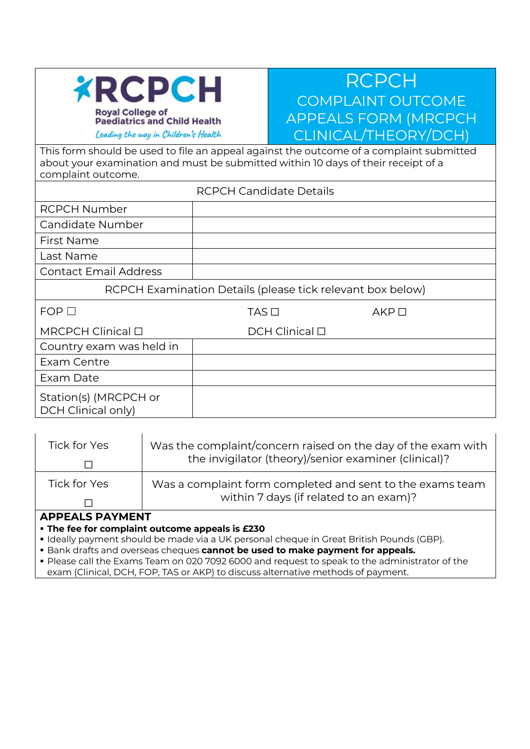# RCPCH COMPLAINT OUTCOME APPEALS FORM (MRCPCH CLINICAL/THEORY/DCH)

Royal College of Paediatrics and Child Health

*Leading the way in Children's Health*

This form should be used to file an appeal against the outcome of a complaint submitted about your examination and must be submitted within 10 days of their receipt of a complaint outcome.

| RCPCH Candidate Details | |
|---|---|
| RCPCH Number | |
| Candidate Number | |
| First Name | |
| Last Name | |
| Contact Email Address | |

**RCPCH Examination Details (please tick relevant box below)**

FOP ☐ TAS ☐ AKP ☐

MRCPCH Clinical ☐ DCH Clinical ☐

| | |
|---|---|
| Country exam was held in | |
| Exam Centre | |
| Exam Date | |
| Station(s) (MRCPCH or DCH Clinical only) | |

| | |
|---|---|
| Tick for Yes ☐ | Was the complaint/concern raised on the day of the exam with the invigilator (theory)/senior examiner (clinical)? |
| Tick for Yes ☐ | Was a complaint form completed and sent to the exams team within 7 days (if related to an exam)? |

**APPEALS PAYMENT**

- **The fee for complaint outcome appeals is £230**
- Ideally payment should be made via a UK personal cheque in Great British Pounds (GBP).
- Bank drafts and overseas cheques **cannot be used to make payment for appeals.**
- Please call the Exams Team on 020 7092 6000 and request to speak to the administrator of the exam (Clinical, DCH, FOP, TAS or AKP) to discuss alternative methods of payment.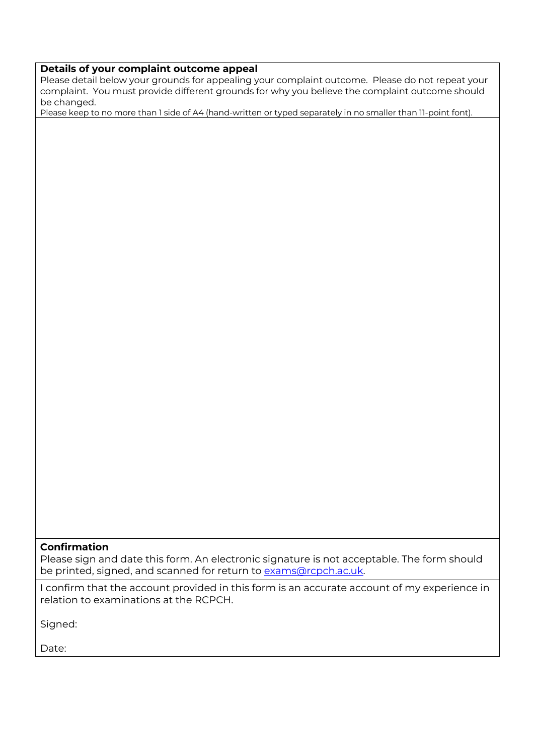**Details of your complaint outcome appeal**

Please detail below your grounds for appealing your complaint outcome. Please do not repeat your complaint. You must provide different grounds for why you believe the complaint outcome should be changed.

Please keep to no more than 1 side of A4 (hand-written or typed separately in no smaller than 11-point font).

**Confirmation**

Please sign and date this form. An electronic signature is not acceptable. The form should be printed, signed, and scanned for return to exams@rcpch.ac.uk.

I confirm that the account provided in this form is an accurate account of my experience in relation to examinations at the RCPCH.

Signed:

Date: